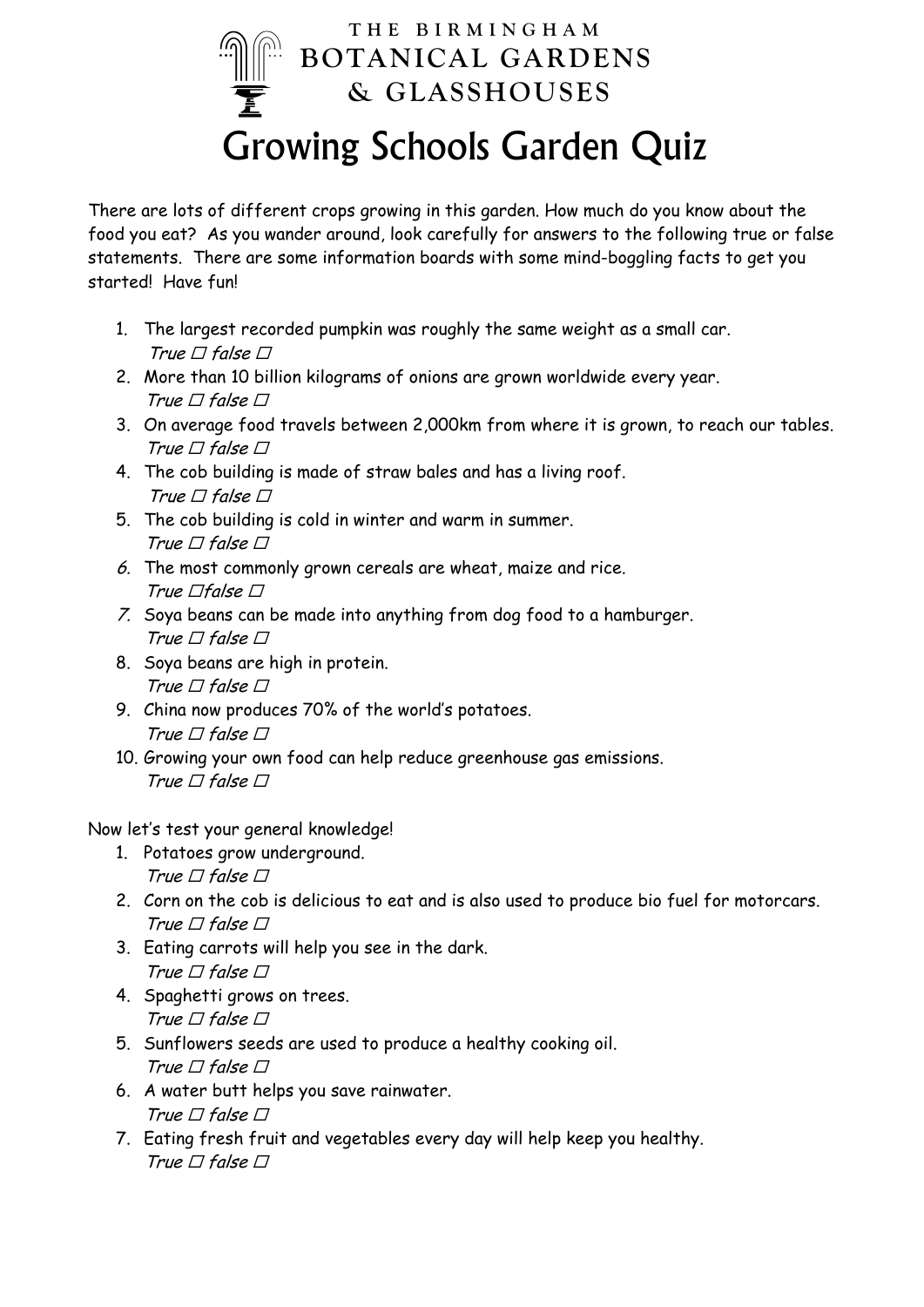THE BIRMINGHAM
BOTANICAL GARDENS
& GLASSHOUSES

# Growing Schools Garden Quiz

There are lots of different crops growing in this garden. How much do you know about the food you eat? As you wander around, look carefully for answers to the following true or false statements. There are some information boards with some mind-boggling facts to get you started! Have fun!

1. The largest recorded pumpkin was roughly the same weight as a small car.
   *True ☐ false ☐*
2. More than 10 billion kilograms of onions are grown worldwide every year.
   *True ☐ false ☐*
3. On average food travels between 2,000km from where it is grown, to reach our tables.
   *True ☐ false ☐*
4. The cob building is made of straw bales and has a living roof.
   *True ☐ false ☐*
5. The cob building is cold in winter and warm in summer.
   *True ☐ false ☐*
6. The most commonly grown cereals are wheat, maize and rice.
   *True ☐false ☐*
7. Soya beans can be made into anything from dog food to a hamburger.
   *True ☐ false ☐*
8. Soya beans are high in protein.
   *True ☐ false ☐*
9. China now produces 70% of the world's potatoes.
   *True ☐ false ☐*
10. Growing your own food can help reduce greenhouse gas emissions.
    *True ☐ false ☐*

Now let's test your general knowledge!

1. Potatoes grow underground.
   *True ☐ false ☐*
2. Corn on the cob is delicious to eat and is also used to produce bio fuel for motorcars.
   *True ☐ false ☐*
3. Eating carrots will help you see in the dark.
   *True ☐ false ☐*
4. Spaghetti grows on trees.
   *True ☐ false ☐*
5. Sunflowers seeds are used to produce a healthy cooking oil.
   *True ☐ false ☐*
6. A water butt helps you save rainwater.
   *True ☐ false ☐*
7. Eating fresh fruit and vegetables every day will help keep you healthy.
   *True ☐ false ☐*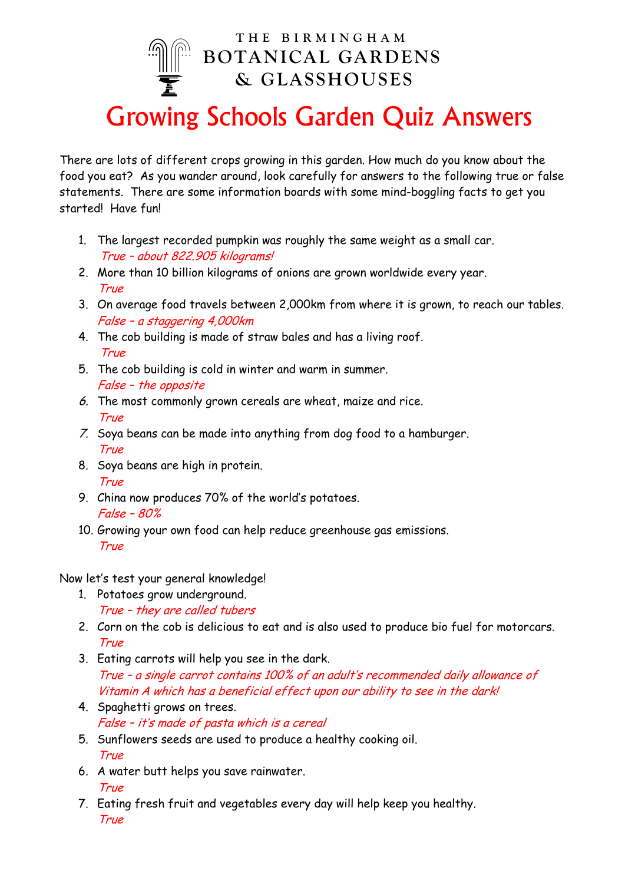THE BIRMINGHAM
BOTANICAL GARDENS
& GLASSHOUSES

# Growing Schools Garden Quiz Answers

There are lots of different crops growing in this garden. How much do you know about the food you eat? As you wander around, look carefully for answers to the following true or false statements. There are some information boards with some mind-boggling facts to get you started! Have fun!

1. The largest recorded pumpkin was roughly the same weight as a small car.
   *True – about 822.905 kilograms!*
2. More than 10 billion kilograms of onions are grown worldwide every year.
   *True*
3. On average food travels between 2,000km from where it is grown, to reach our tables.
   *False – a staggering 4,000km*
4. The cob building is made of straw bales and has a living roof.
   *True*
5. The cob building is cold in winter and warm in summer.
   *False – the opposite*
6. The most commonly grown cereals are wheat, maize and rice.
   *True*
7. Soya beans can be made into anything from dog food to a hamburger.
   *True*
8. Soya beans are high in protein.
   *True*
9. China now produces 70% of the world's potatoes.
   *False – 80%*
10. Growing your own food can help reduce greenhouse gas emissions.
    *True*

Now let's test your general knowledge!

1. Potatoes grow underground.
   *True – they are called tubers*
2. Corn on the cob is delicious to eat and is also used to produce bio fuel for motorcars.
   *True*
3. Eating carrots will help you see in the dark.
   *True – a single carrot contains 100% of an adult's recommended daily allowance of Vitamin A which has a beneficial effect upon our ability to see in the dark!*
4. Spaghetti grows on trees.
   *False – it's made of pasta which is a cereal*
5. Sunflowers seeds are used to produce a healthy cooking oil.
   *True*
6. A water butt helps you save rainwater.
   *True*
7. Eating fresh fruit and vegetables every day will help keep you healthy.
   *True*